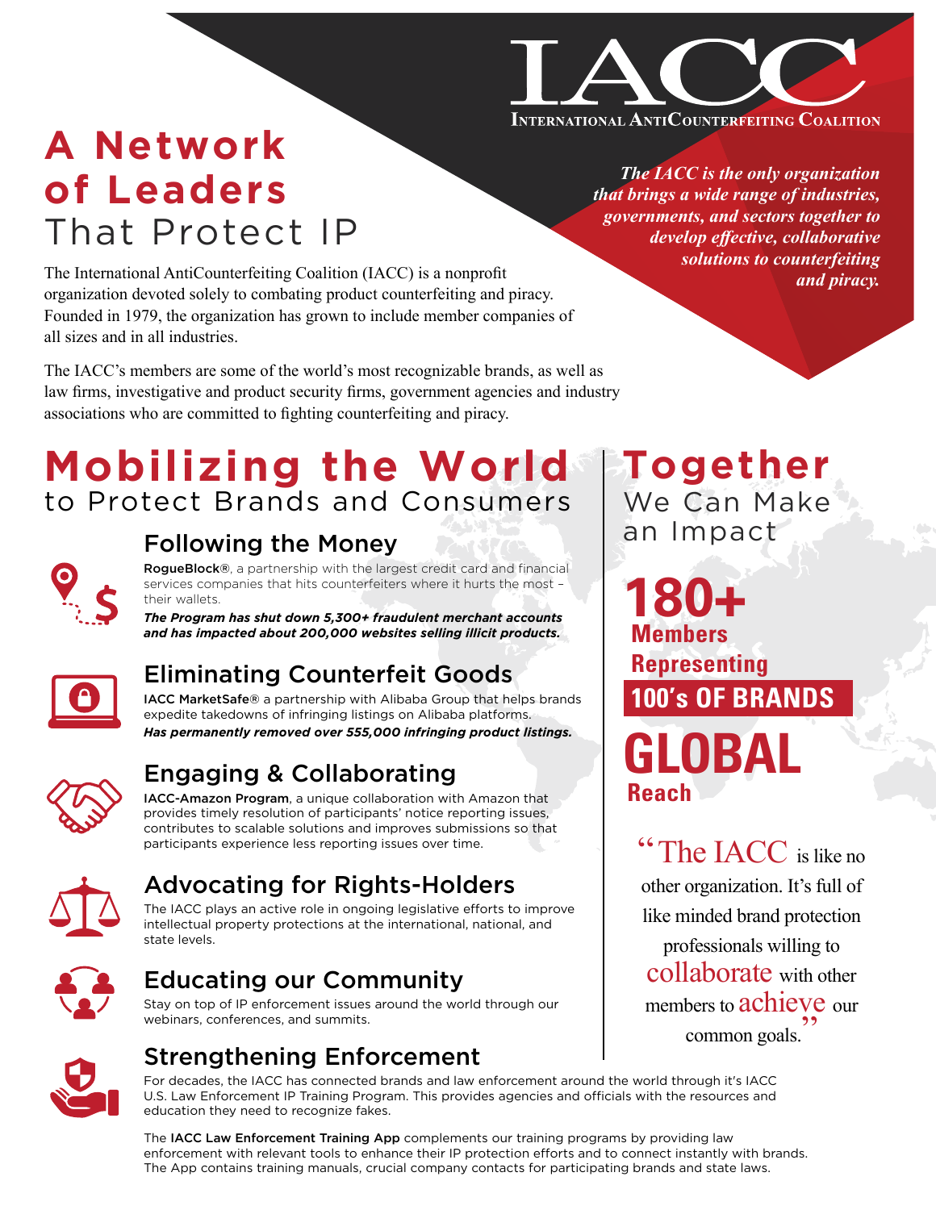# IACC

INTERNATIONAL ANTICOUNTERFEITING COALITION

# A Network of Leaders That Protect IP

*The IACC is the only organization that brings a wide range of industries, governments, and sectors together to develop effective, collaborative solutions to counterfeiting and piracy.*

The International AntiCounterfeiting Coalition (IACC) is a nonprofit organization devoted solely to combating product counterfeiting and piracy. Founded in 1979, the organization has grown to include member companies of all sizes and in all industries.

The IACC's members are some of the world's most recognizable brands, as well as law firms, investigative and product security firms, government agencies and industry associations who are committed to fighting counterfeiting and piracy.

## Mobilizing the World to Protect Brands and Consumers

### Following the Money

**RogueBlock®**, a partnership with the largest credit card and financial services companies that hits counterfeiters where it hurts the most – their wallets.

***The Program has shut down 5,300+ fraudulent merchant accounts and has impacted about 200,000 websites selling illicit products.***

### Eliminating Counterfeit Goods

**IACC MarketSafe®** a partnership with Alibaba Group that helps brands expedite takedowns of infringing listings on Alibaba platforms.

***Has permanently removed over 555,000 infringing product listings.***

### Engaging & Collaborating

**IACC-Amazon Program**, a unique collaboration with Amazon that provides timely resolution of participants' notice reporting issues, contributes to scalable solutions and improves submissions so that participants experience less reporting issues over time.

### Advocating for Rights-Holders

The IACC plays an active role in ongoing legislative efforts to improve intellectual property protections at the international, national, and state levels.

### Educating our Community

Stay on top of IP enforcement issues around the world through our webinars, conferences, and summits.

### Strengthening Enforcement

For decades, the IACC has connected brands and law enforcement around the world through it's IACC U.S. Law Enforcement IP Training Program. This provides agencies and officials with the resources and education they need to recognize fakes.

The **IACC Law Enforcement Training App** complements our training programs by providing law enforcement with relevant tools to enhance their IP protection efforts and to connect instantly with brands. The App contains training manuals, crucial company contacts for participating brands and state laws.

## Together We Can Make an Impact

**180+ Members Representing 100's OF BRANDS**

**GLOBAL Reach**

"The IACC is like no other organization. It's full of like minded brand protection professionals willing to collaborate with other members to achieve our common goals."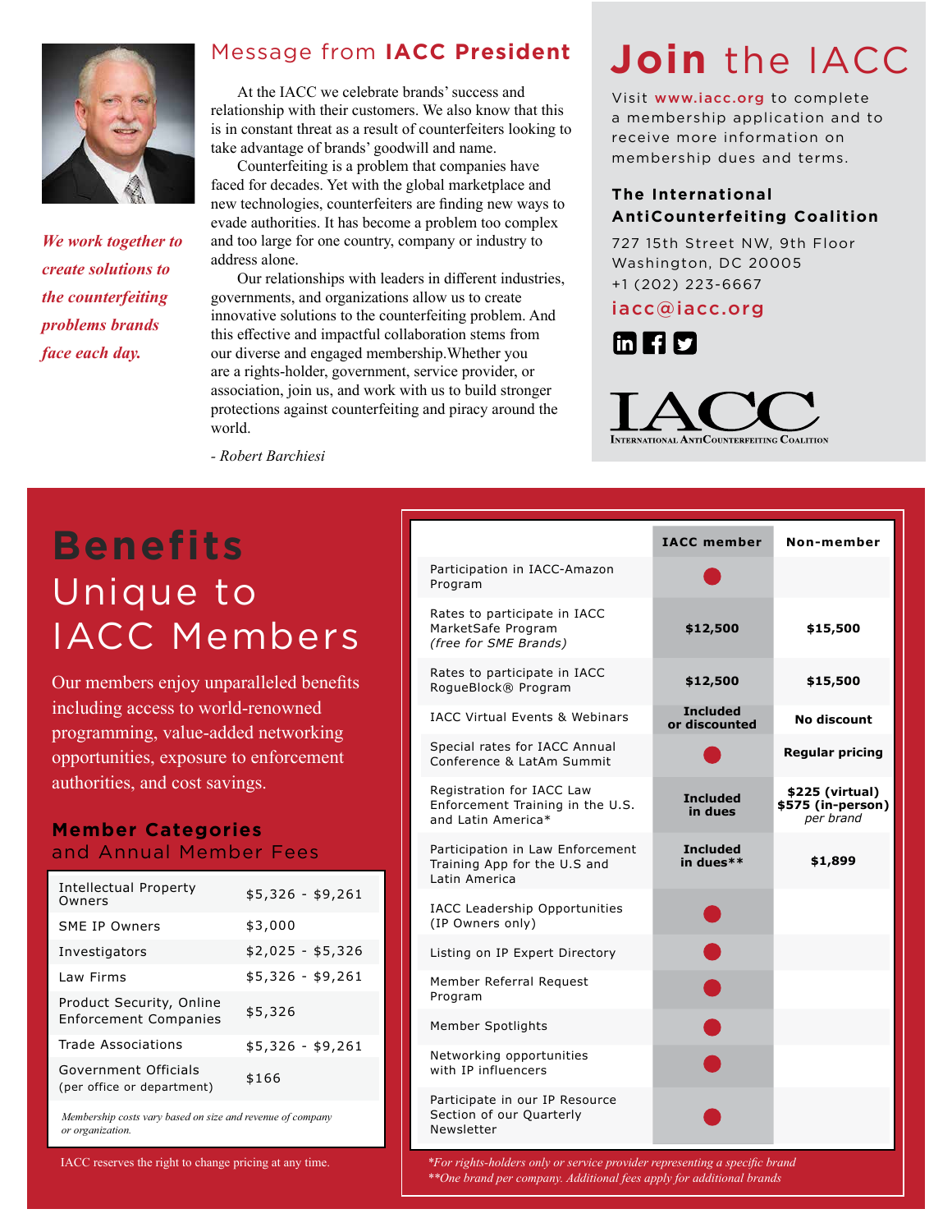## Message from **IACC President**

*We work together to create solutions to the counterfeiting problems brands face each day.*

At the IACC we celebrate brands' success and relationship with their customers. We also know that this is in constant threat as a result of counterfeiters looking to take advantage of brands' goodwill and name.

Counterfeiting is a problem that companies have faced for decades. Yet with the global marketplace and new technologies, counterfeiters are finding new ways to evade authorities. It has become a problem too complex and too large for one country, company or industry to address alone.

Our relationships with leaders in different industries, governments, and organizations allow us to create innovative solutions to the counterfeiting problem. And this effective and impactful collaboration stems from our diverse and engaged membership.Whether you are a rights-holder, government, service provider, or association, join us, and work with us to build stronger protections against counterfeiting and piracy around the world.

*- Robert Barchiesi*

## **Join** the IACC

Visit **www.iacc.org** to complete a membership application and to receive more information on membership dues and terms.

**The International AntiCounterfeiting Coalition**

727 15th Street NW, 9th Floor
Washington, DC 20005
+1 (202) 223-6667
iacc@iacc.org

IACC
International AntiCounterfeiting Coalition

# **Benefits** Unique to IACC Members

Our members enjoy unparalleled benefits including access to world-renowned programming, value-added networking opportunities, exposure to enforcement authorities, and cost savings.

### **Member Categories** and Annual Member Fees

| | |
|---|---|
| Intellectual Property Owners | $5,326 - $9,261 |
| SME IP Owners | $3,000 |
| Investigators | $2,025 - $5,326 |
| Law Firms | $5,326 - $9,261 |
| Product Security, Online Enforcement Companies | $5,326 |
| Trade Associations | $5,326 - $9,261 |
| Government Officials (per office or department) | $166 |

*Membership costs vary based on size and revenue of company or organization.*

IACC reserves the right to change pricing at any time.

| | IACC member | Non-member |
|---|---|---|
| Participation in IACC-Amazon Program | ● | |
| Rates to participate in IACC MarketSafe Program *(free for SME Brands)* | **$12,500** | **$15,500** |
| Rates to participate in IACC RogueBlock® Program | **$12,500** | **$15,500** |
| IACC Virtual Events & Webinars | **Included or discounted** | **No discount** |
| Special rates for IACC Annual Conference & LatAm Summit | ● | **Regular pricing** |
| Registration for IACC Law Enforcement Training in the U.S. and Latin America* | **Included in dues** | **$225 (virtual) $575 (in-person)** *per brand* |
| Participation in Law Enforcement Training App for the U.S and Latin America | **Included in dues**** | **$1,899** |
| IACC Leadership Opportunities (IP Owners only) | ● | |
| Listing on IP Expert Directory | ● | |
| Member Referral Request Program | ● | |
| Member Spotlights | ● | |
| Networking opportunities with IP influencers | ● | |
| Participate in our IP Resource Section of our Quarterly Newsletter | ● | |

*\*For rights-holders only or service provider representing a specific brand*
*\*\*One brand per company. Additional fees apply for additional brands*